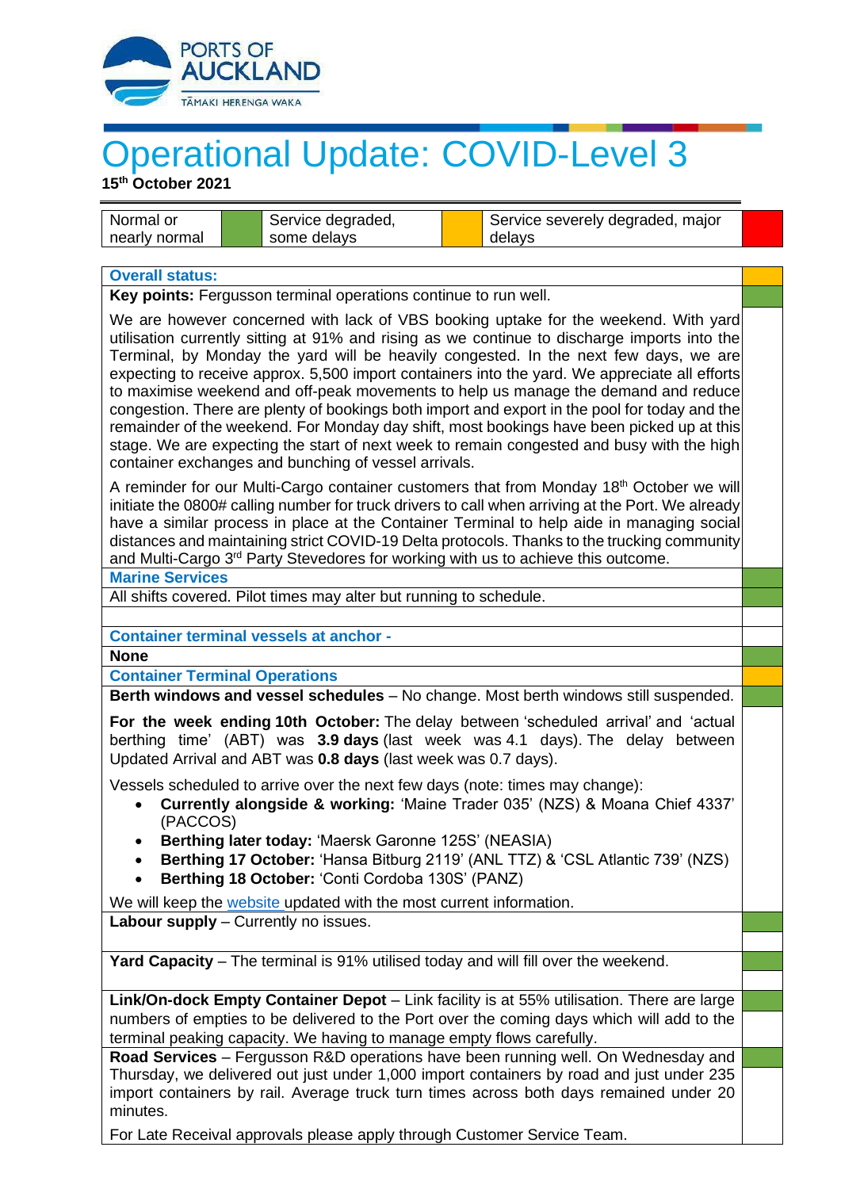# Operational Update: COVID-Level 3

**15th October 2021**

| Normal or nearly normal | (green) | Service degraded, some delays | (amber) | Service severely degraded, major delays | (red) |
|---|---|---|---|---|---|

**Overall status:**

**Key points:** Fergusson terminal operations continue to run well.

We are however concerned with lack of VBS booking uptake for the weekend. With yard utilisation currently sitting at 91% and rising as we continue to discharge imports into the Terminal, by Monday the yard will be heavily congested. In the next few days, we are expecting to receive approx. 5,500 import containers into the yard. We appreciate all efforts to maximise weekend and off-peak movements to help us manage the demand and reduce congestion. There are plenty of bookings both import and export in the pool for today and the remainder of the weekend. For Monday day shift, most bookings have been picked up at this stage. We are expecting the start of next week to remain congested and busy with the high container exchanges and bunching of vessel arrivals.

A reminder for our Multi-Cargo container customers that from Monday 18th October we will initiate the 0800# calling number for truck drivers to call when arriving at the Port. We already have a similar process in place at the Container Terminal to help aide in managing social distances and maintaining strict COVID-19 Delta protocols. Thanks to the trucking community and Multi-Cargo 3rd Party Stevedores for working with us to achieve this outcome.

**Marine Services**

All shifts covered. Pilot times may alter but running to schedule.

**Container terminal vessels at anchor -**

**None**

**Container Terminal Operations**

**Berth windows and vessel schedules** – No change. Most berth windows still suspended.

**For the week ending 10th October:** The delay between 'scheduled arrival' and 'actual berthing time' (ABT) was **3.9 days** (last week was 4.1 days). The delay between Updated Arrival and ABT was **0.8 days** (last week was 0.7 days).

Vessels scheduled to arrive over the next few days (note: times may change):

- **Currently alongside & working:** 'Maine Trader 035' (NZS) & Moana Chief 4337' (PACCOS)
- **Berthing later today:** 'Maersk Garonne 125S' (NEASIA)
- **Berthing 17 October:** 'Hansa Bitburg 2119' (ANL TTZ) & 'CSL Atlantic 739' (NZS)
- **Berthing 18 October:** 'Conti Cordoba 130S' (PANZ)

We will keep the website updated with the most current information.

**Labour supply** – Currently no issues.

**Yard Capacity** – The terminal is 91% utilised today and will fill over the weekend.

**Link/On-dock Empty Container Depot** – Link facility is at 55% utilisation. There are large numbers of empties to be delivered to the Port over the coming days which will add to the terminal peaking capacity. We having to manage empty flows carefully.

**Road Services** – Fergusson R&D operations have been running well. On Wednesday and Thursday, we delivered out just under 1,000 import containers by road and just under 235 import containers by rail. Average truck turn times across both days remained under 20 minutes.

For Late Receival approvals please apply through Customer Service Team.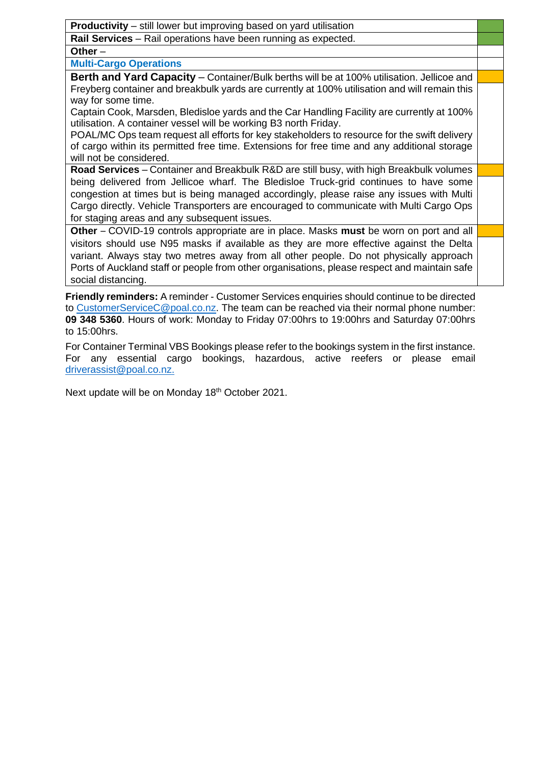| | |
|---|---|
| **Productivity** – still lower but improving based on yard utilisation | |
| **Rail Services** – Rail operations have been running as expected. | |
| **Other** – | |
| **Multi-Cargo Operations** | |
| **Berth and Yard Capacity** – Container/Bulk berths will be at 100% utilisation. Jellicoe and Freyberg container and breakbulk yards are currently at 100% utilisation and will remain this way for some time.<br>Captain Cook, Marsden, Bledisloe yards and the Car Handling Facility are currently at 100% utilisation. A container vessel will be working B3 north Friday.<br>POAL/MC Ops team request all efforts for key stakeholders to resource for the swift delivery of cargo within its permitted free time. Extensions for free time and any additional storage will not be considered. | |
| **Road Services** – Container and Breakbulk R&D are still busy, with high Breakbulk volumes being delivered from Jellicoe wharf. The Bledisloe Truck-grid continues to have some congestion at times but is being managed accordingly, please raise any issues with Multi Cargo directly. Vehicle Transporters are encouraged to communicate with Multi Cargo Ops for staging areas and any subsequent issues. | |
| **Other** – COVID-19 controls appropriate are in place. Masks **must** be worn on port and all visitors should use N95 masks if available as they are more effective against the Delta variant. Always stay two metres away from all other people. Do not physically approach Ports of Auckland staff or people from other organisations, please respect and maintain safe social distancing. | |

**Friendly reminders:** A reminder - Customer Services enquiries should continue to be directed to CustomerServiceC@poal.co.nz. The team can be reached via their normal phone number: **09 348 5360**. Hours of work: Monday to Friday 07:00hrs to 19:00hrs and Saturday 07:00hrs to 15:00hrs.

For Container Terminal VBS Bookings please refer to the bookings system in the first instance. For any essential cargo bookings, hazardous, active reefers or please email driverassist@poal.co.nz.

Next update will be on Monday 18th October 2021.